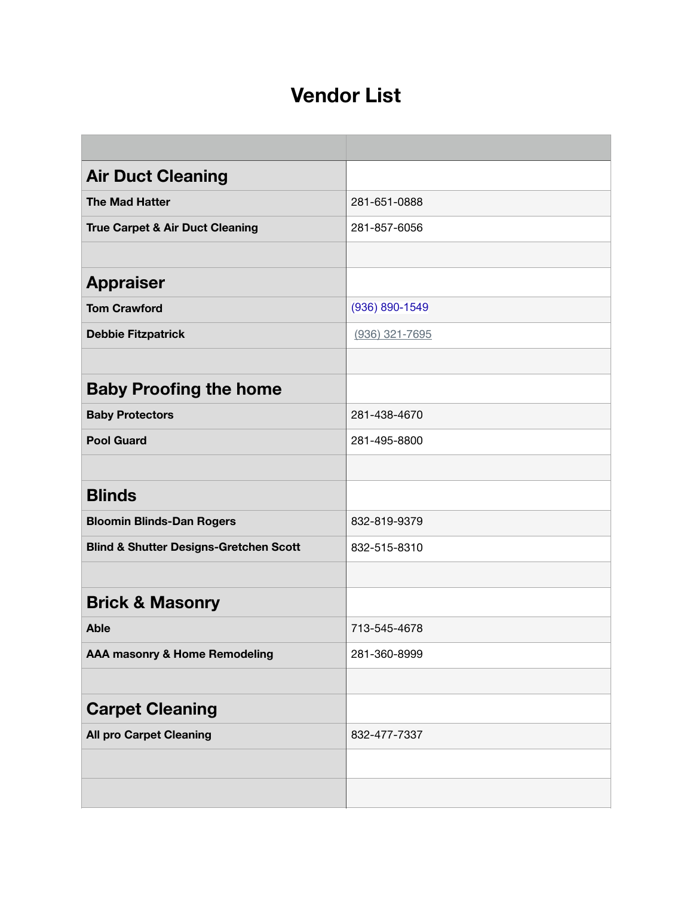# Vendor List

| | |
|---|---|
| **Air Duct Cleaning** | |
| **The Mad Hatter** | 281-651-0888 |
| **True Carpet & Air Duct Cleaning** | 281-857-6056 |
| | |
| **Appraiser** | |
| **Tom Crawford** | (936) 890-1549 |
| **Debbie Fitzpatrick** | (936) 321-7695 |
| | |
| **Baby Proofing the home** | |
| **Baby Protectors** | 281-438-4670 |
| **Pool Guard** | 281-495-8800 |
| | |
| **Blinds** | |
| **Bloomin Blinds-Dan Rogers** | 832-819-9379 |
| **Blind & Shutter Designs-Gretchen Scott** | 832-515-8310 |
| | |
| **Brick & Masonry** | |
| **Able** | 713-545-4678 |
| **AAA masonry & Home Remodeling** | 281-360-8999 |
| | |
| **Carpet Cleaning** | |
| **All pro Carpet Cleaning** | 832-477-7337 |
| | |
| | |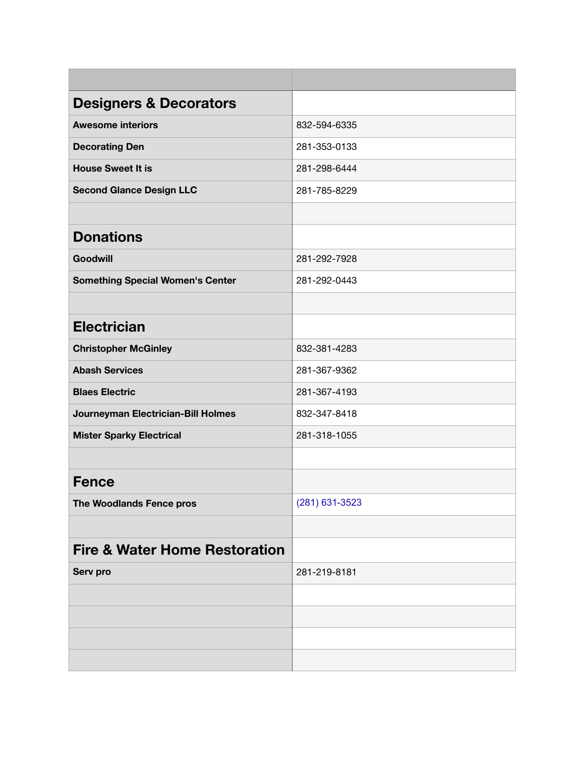| | |
|---|---|
| **Designers & Decorators** | |
| **Awesome interiors** | 832-594-6335 |
| **Decorating Den** | 281-353-0133 |
| **House Sweet It is** | 281-298-6444 |
| **Second Glance Design LLC** | 281-785-8229 |
| | |
| **Donations** | |
| **Goodwill** | 281-292-7928 |
| **Something Special Women's Center** | 281-292-0443 |
| | |
| **Electrician** | |
| **Christopher McGinley** | 832-381-4283 |
| **Abash Services** | 281-367-9362 |
| **Blaes Electric** | 281-367-4193 |
| **Journeyman Electrician-Bill Holmes** | 832-347-8418 |
| **Mister Sparky Electrical** | 281-318-1055 |
| | |
| **Fence** | |
| **The Woodlands Fence pros** | (281) 631-3523 |
| | |
| **Fire & Water Home Restoration** | |
| **Serv pro** | 281-219-8181 |
| | |
| | |
| | |
| | |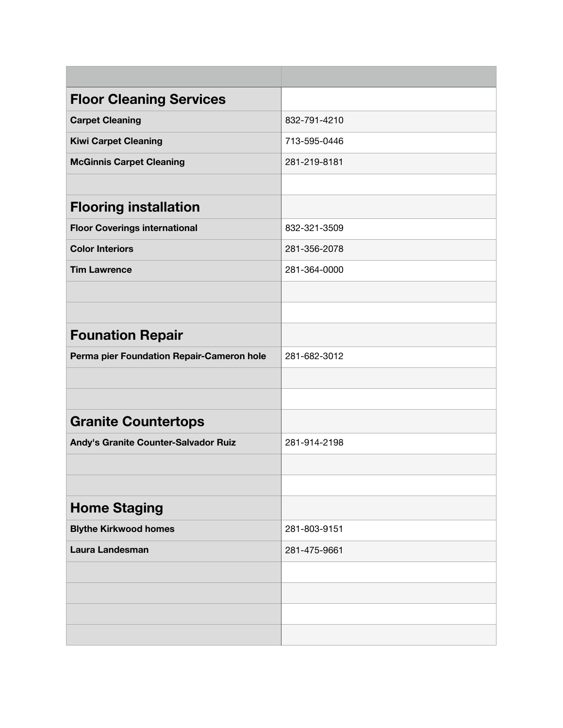| | |
|---|---|
| **Floor Cleaning Services** | |
| **Carpet Cleaning** | 832-791-4210 |
| **Kiwi Carpet Cleaning** | 713-595-0446 |
| **McGinnis Carpet Cleaning** | 281-219-8181 |
| | |
| **Flooring installation** | |
| **Floor Coverings international** | 832-321-3509 |
| **Color Interiors** | 281-356-2078 |
| **Tim Lawrence** | 281-364-0000 |
| | |
| | |
| **Founation Repair** | |
| **Perma pier Foundation Repair-Cameron hole** | 281-682-3012 |
| | |
| | |
| **Granite Countertops** | |
| **Andy's Granite Counter-Salvador Ruiz** | 281-914-2198 |
| | |
| | |
| **Home Staging** | |
| **Blythe Kirkwood homes** | 281-803-9151 |
| **Laura Landesman** | 281-475-9661 |
| | |
| | |
| | |
| | |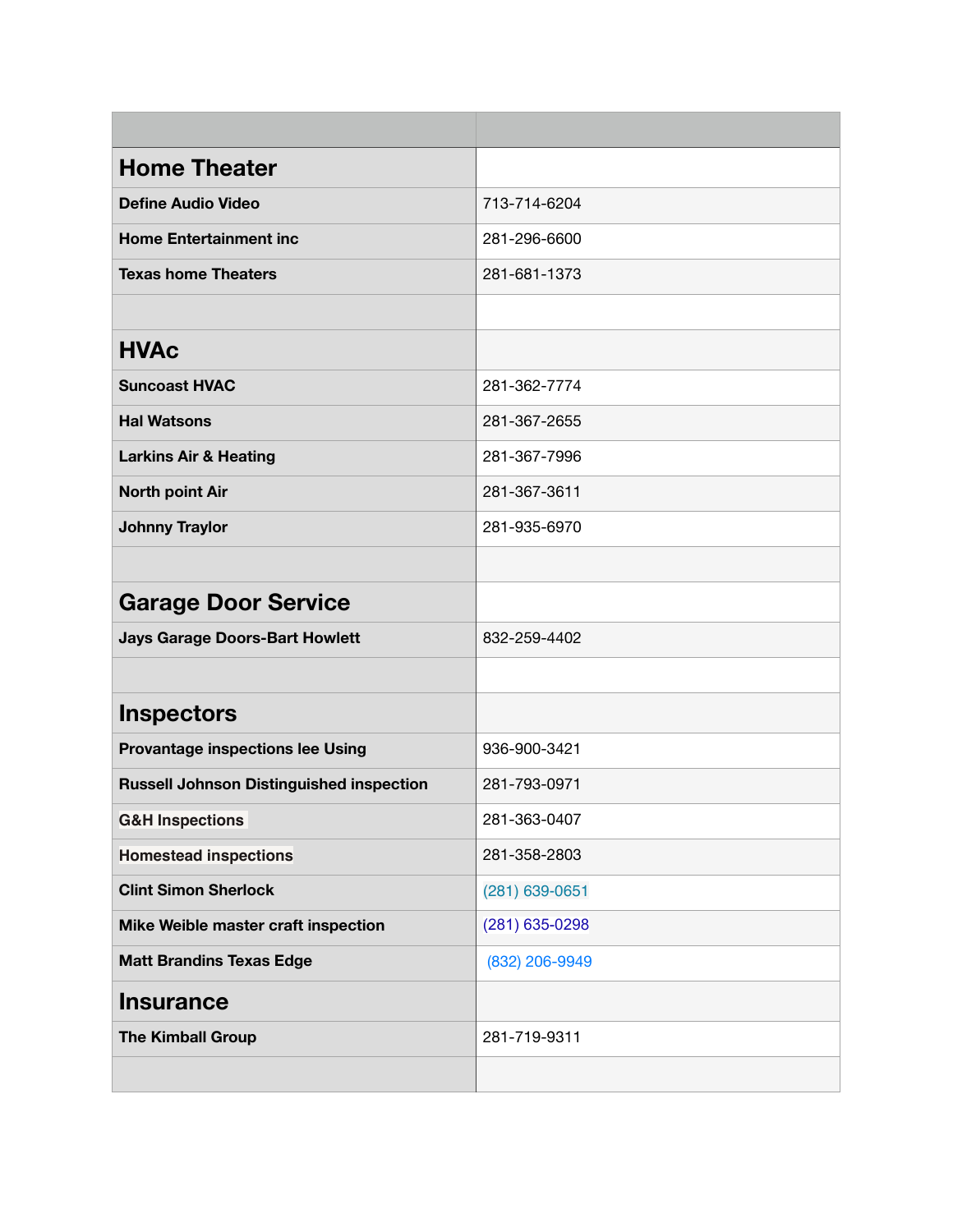| | |
|---|---|
| **Home Theater** | |
| **Define Audio Video** | 713-714-6204 |
| **Home Entertainment inc** | 281-296-6600 |
| **Texas home Theaters** | 281-681-1373 |
| | |
| **HVAc** | |
| **Suncoast HVAC** | 281-362-7774 |
| **Hal Watsons** | 281-367-2655 |
| **Larkins Air & Heating** | 281-367-7996 |
| **North point Air** | 281-367-3611 |
| **Johnny Traylor** | 281-935-6970 |
| | |
| **Garage Door Service** | |
| **Jays Garage Doors-Bart Howlett** | 832-259-4402 |
| | |
| **Inspectors** | |
| **Provantage inspections lee Using** | 936-900-3421 |
| **Russell Johnson Distinguished inspection** | 281-793-0971 |
| **G&H Inspections** | 281-363-0407 |
| **Homestead inspections** | 281-358-2803 |
| **Clint Simon Sherlock** | (281) 639-0651 |
| **Mike Weible master craft inspection** | (281) 635-0298 |
| **Matt Brandins Texas Edge** | (832) 206-9949 |
| **Insurance** | |
| **The Kimball Group** | 281-719-9311 |
| | |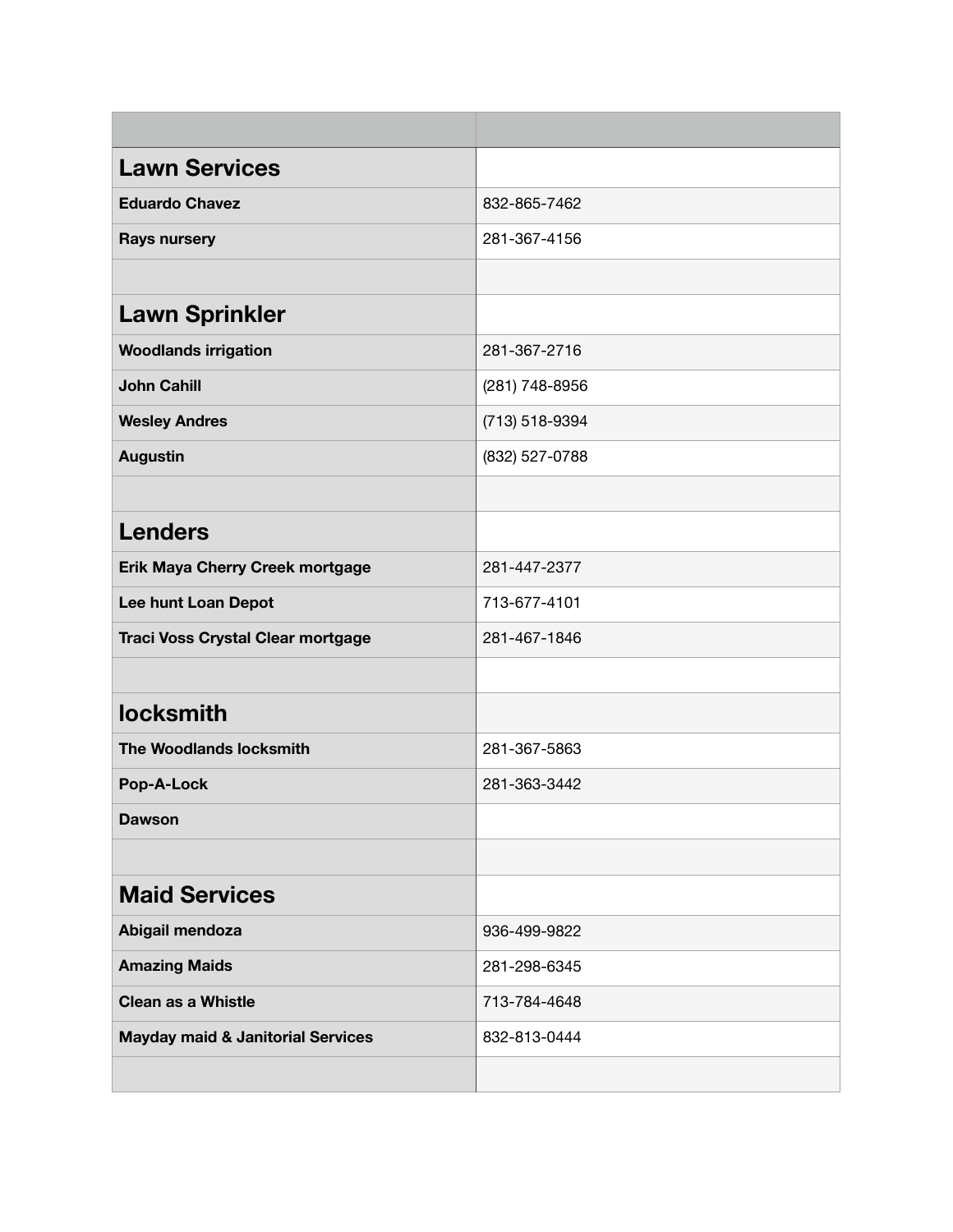| | |
|---|---|
| **Lawn Services** | |
| **Eduardo Chavez** | 832-865-7462 |
| **Rays nursery** | 281-367-4156 |
| | |
| **Lawn Sprinkler** | |
| **Woodlands irrigation** | 281-367-2716 |
| **John Cahill** | (281) 748-8956 |
| **Wesley Andres** | (713) 518-9394 |
| **Augustin** | (832) 527-0788 |
| | |
| **Lenders** | |
| **Erik Maya Cherry Creek mortgage** | 281-447-2377 |
| **Lee hunt Loan Depot** | 713-677-4101 |
| **Traci Voss Crystal Clear mortgage** | 281-467-1846 |
| | |
| **locksmith** | |
| **The Woodlands locksmith** | 281-367-5863 |
| **Pop-A-Lock** | 281-363-3442 |
| **Dawson** | |
| | |
| **Maid Services** | |
| **Abigail mendoza** | 936-499-9822 |
| **Amazing Maids** | 281-298-6345 |
| **Clean as a Whistle** | 713-784-4648 |
| **Mayday maid & Janitorial Services** | 832-813-0444 |
| | |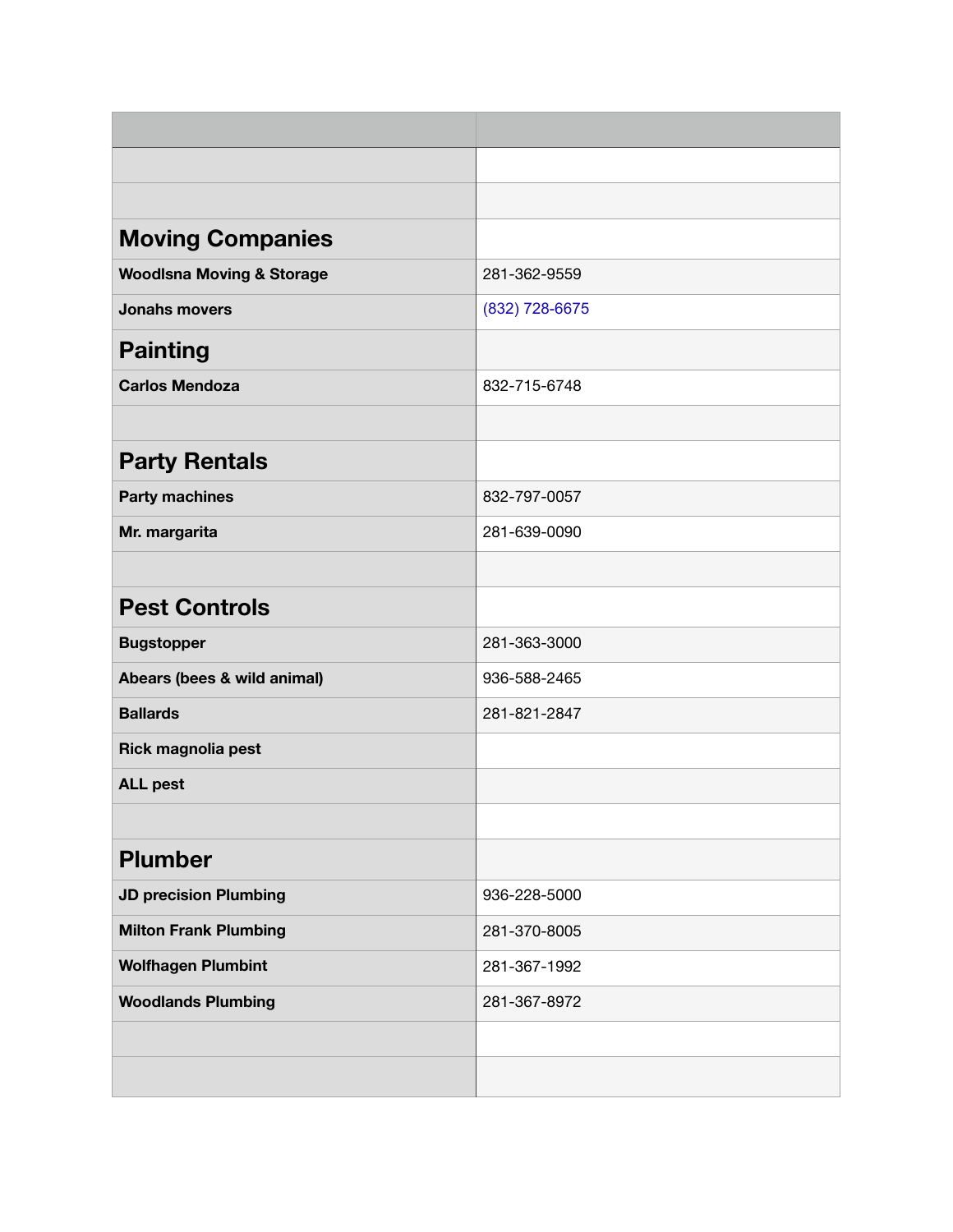| | |
|---|---|
| | |
| | |
| **Moving Companies** | |
| **Woodlsna Moving & Storage** | 281-362-9559 |
| **Jonahs movers** | (832) 728-6675 |
| **Painting** | |
| **Carlos Mendoza** | 832-715-6748 |
| | |
| **Party Rentals** | |
| **Party machines** | 832-797-0057 |
| **Mr. margarita** | 281-639-0090 |
| | |
| **Pest Controls** | |
| **Bugstopper** | 281-363-3000 |
| **Abears (bees & wild animal)** | 936-588-2465 |
| **Ballards** | 281-821-2847 |
| **Rick magnolia pest** | |
| **ALL pest** | |
| | |
| **Plumber** | |
| **JD precision Plumbing** | 936-228-5000 |
| **Milton Frank Plumbing** | 281-370-8005 |
| **Wolfhagen Plumbint** | 281-367-1992 |
| **Woodlands Plumbing** | 281-367-8972 |
| | |
| | |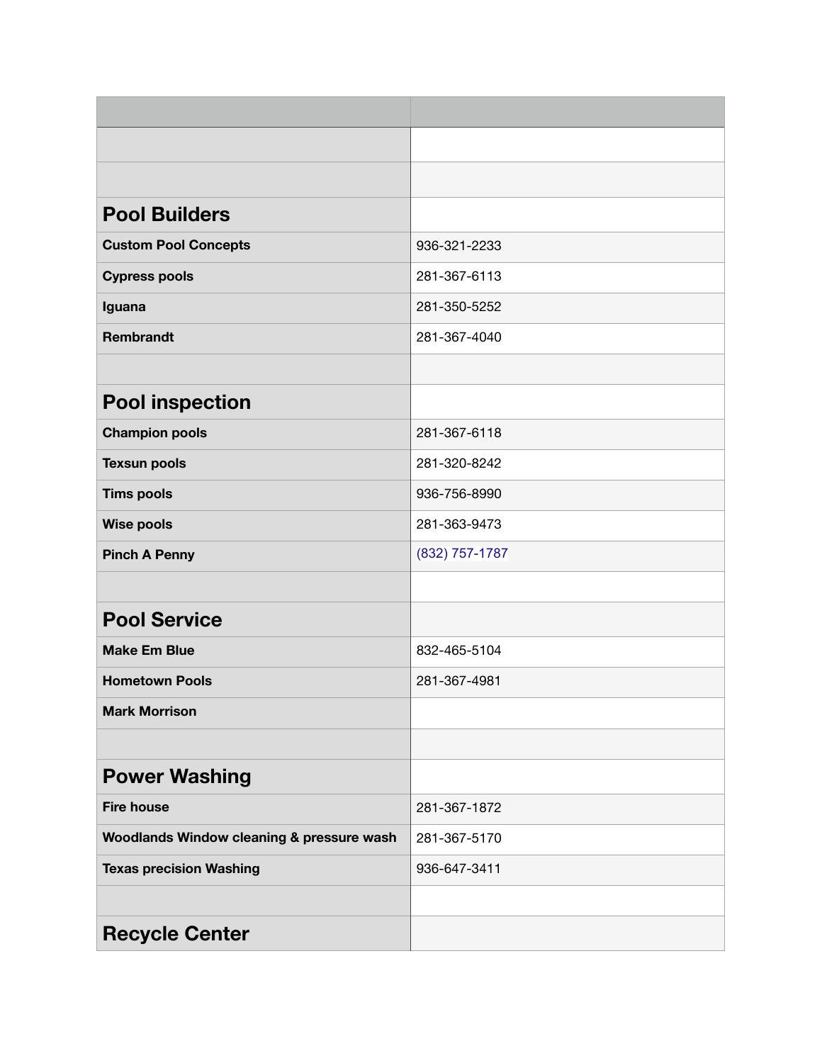| | |
|---|---|
| | |
| | |
| **Pool Builders** | |
| **Custom Pool Concepts** | 936-321-2233 |
| **Cypress pools** | 281-367-6113 |
| **Iguana** | 281-350-5252 |
| **Rembrandt** | 281-367-4040 |
| | |
| **Pool inspection** | |
| **Champion pools** | 281-367-6118 |
| **Texsun pools** | 281-320-8242 |
| **Tims pools** | 936-756-8990 |
| **Wise pools** | 281-363-9473 |
| **Pinch A Penny** | (832) 757-1787 |
| | |
| **Pool Service** | |
| **Make Em Blue** | 832-465-5104 |
| **Hometown Pools** | 281-367-4981 |
| **Mark Morrison** | |
| | |
| **Power Washing** | |
| **Fire house** | 281-367-1872 |
| **Woodlands Window cleaning & pressure wash** | 281-367-5170 |
| **Texas precision Washing** | 936-647-3411 |
| | |
| **Recycle Center** | |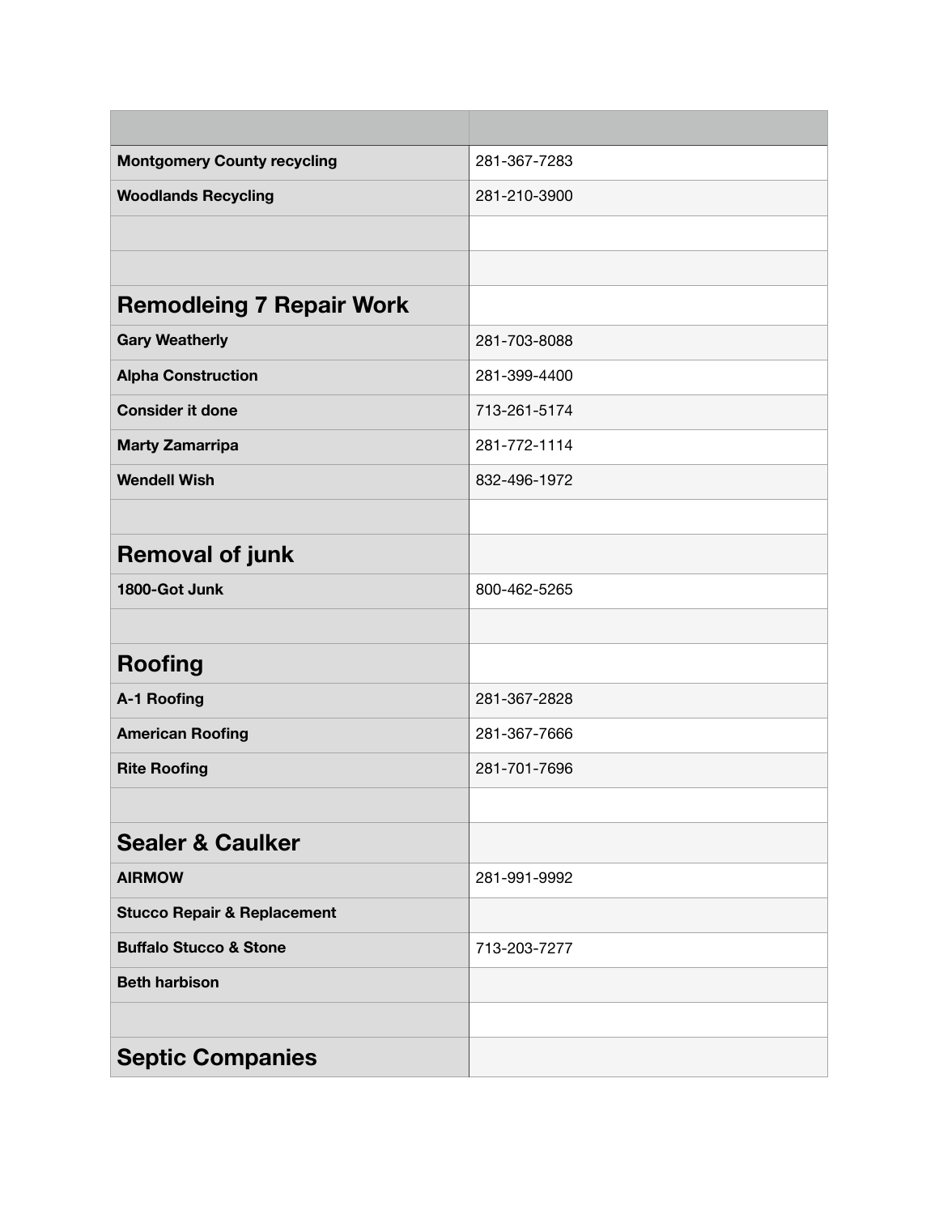| | |
|---|---|
| **Montgomery County recycling** | 281-367-7283 |
| **Woodlands Recycling** | 281-210-3900 |
| | |
| | |
| **Remodleing 7 Repair Work** | |
| **Gary Weatherly** | 281-703-8088 |
| **Alpha Construction** | 281-399-4400 |
| **Consider it done** | 713-261-5174 |
| **Marty Zamarripa** | 281-772-1114 |
| **Wendell Wish** | 832-496-1972 |
| | |
| **Removal of junk** | |
| **1800-Got Junk** | 800-462-5265 |
| | |
| **Roofing** | |
| **A-1 Roofing** | 281-367-2828 |
| **American Roofing** | 281-367-7666 |
| **Rite Roofing** | 281-701-7696 |
| | |
| **Sealer & Caulker** | |
| **AIRMOW** | 281-991-9992 |
| **Stucco Repair & Replacement** | |
| **Buffalo Stucco & Stone** | 713-203-7277 |
| **Beth harbison** | |
| | |
| **Septic Companies** | |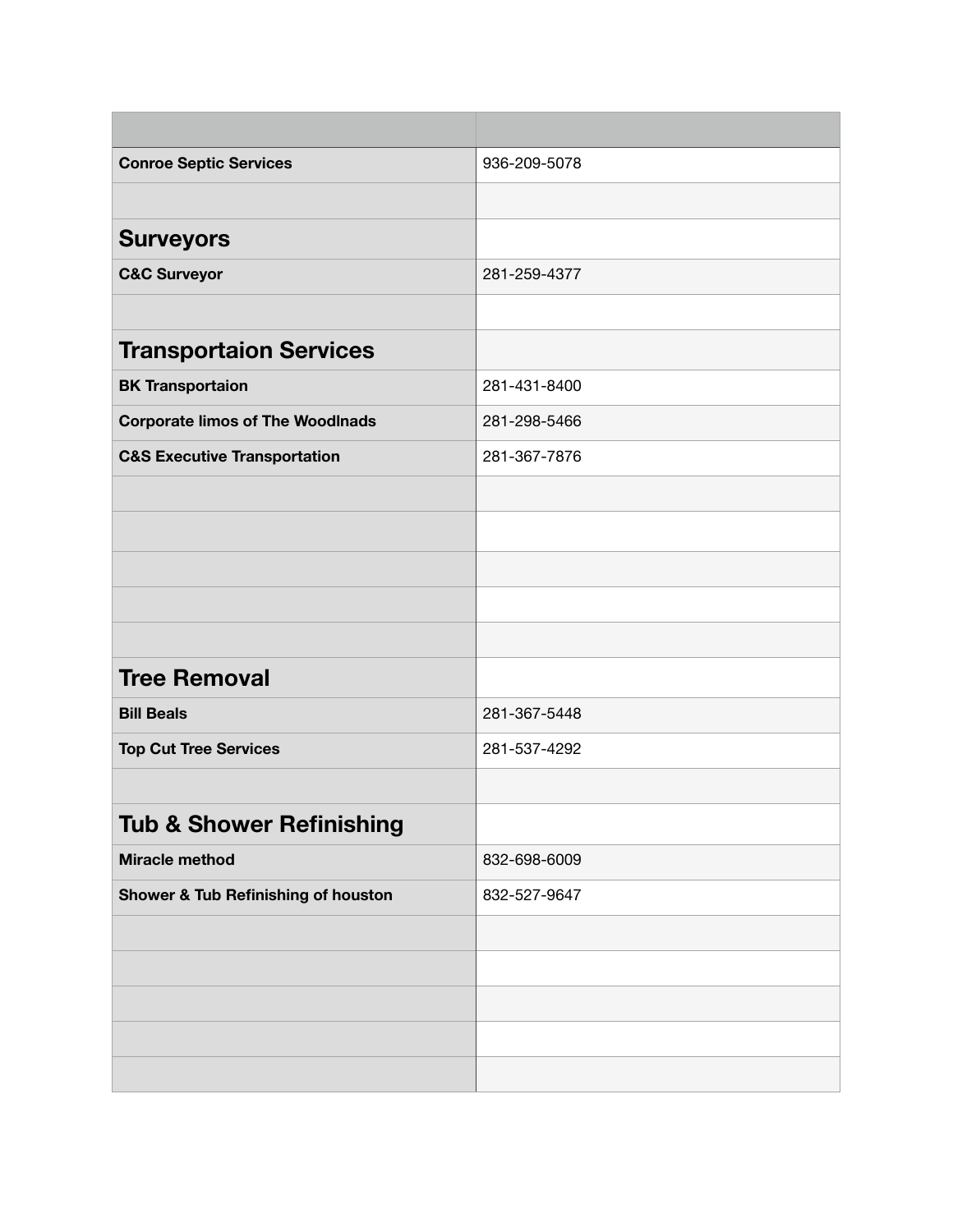| | |
|---|---|
| **Conroe Septic Services** | 936-209-5078 |
| | |
| **Surveyors** | |
| **C&C Surveyor** | 281-259-4377 |
| | |
| **Transportaion Services** | |
| **BK Transportaion** | 281-431-8400 |
| **Corporate limos of The Woodlnads** | 281-298-5466 |
| **C&S Executive Transportation** | 281-367-7876 |
| | |
| | |
| | |
| | |
| | |
| **Tree Removal** | |
| **Bill Beals** | 281-367-5448 |
| **Top Cut Tree Services** | 281-537-4292 |
| | |
| **Tub & Shower Refinishing** | |
| **Miracle method** | 832-698-6009 |
| **Shower & Tub Refinishing of houston** | 832-527-9647 |
| | |
| | |
| | |
| | |
| | |